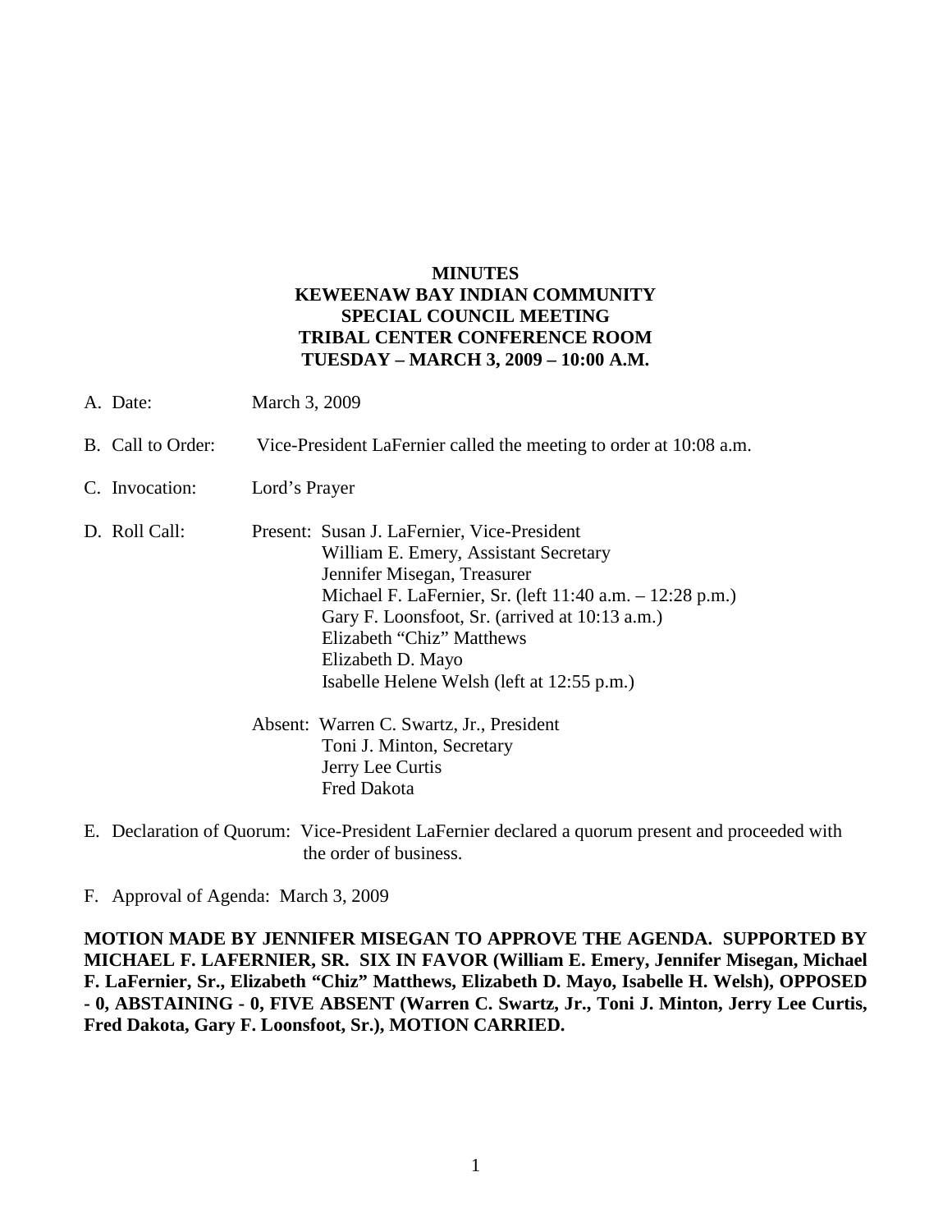**MINUTES**
**KEWEENAW BAY INDIAN COMMUNITY**
**SPECIAL COUNCIL MEETING**
**TRIBAL CENTER CONFERENCE ROOM**
**TUESDAY – MARCH 3, 2009 – 10:00 A.M.**

A. Date: March 3, 2009

B. Call to Order: Vice-President LaFernier called the meeting to order at 10:08 a.m.

C. Invocation: Lord's Prayer

D. Roll Call: Present: Susan J. LaFernier, Vice-President
William E. Emery, Assistant Secretary
Jennifer Misegan, Treasurer
Michael F. LaFernier, Sr. (left 11:40 a.m. – 12:28 p.m.)
Gary F. Loonsfoot, Sr. (arrived at 10:13 a.m.)
Elizabeth "Chiz" Matthews
Elizabeth D. Mayo
Isabelle Helene Welsh (left at 12:55 p.m.)

Absent: Warren C. Swartz, Jr., President
Toni J. Minton, Secretary
Jerry Lee Curtis
Fred Dakota

E. Declaration of Quorum: Vice-President LaFernier declared a quorum present and proceeded with the order of business.

F. Approval of Agenda: March 3, 2009

**MOTION MADE BY JENNIFER MISEGAN TO APPROVE THE AGENDA. SUPPORTED BY MICHAEL F. LAFERNIER, SR. SIX IN FAVOR (William E. Emery, Jennifer Misegan, Michael F. LaFernier, Sr., Elizabeth "Chiz" Matthews, Elizabeth D. Mayo, Isabelle H. Welsh), OPPOSED - 0, ABSTAINING - 0, FIVE ABSENT (Warren C. Swartz, Jr., Toni J. Minton, Jerry Lee Curtis, Fred Dakota, Gary F. Loonsfoot, Sr.), MOTION CARRIED.**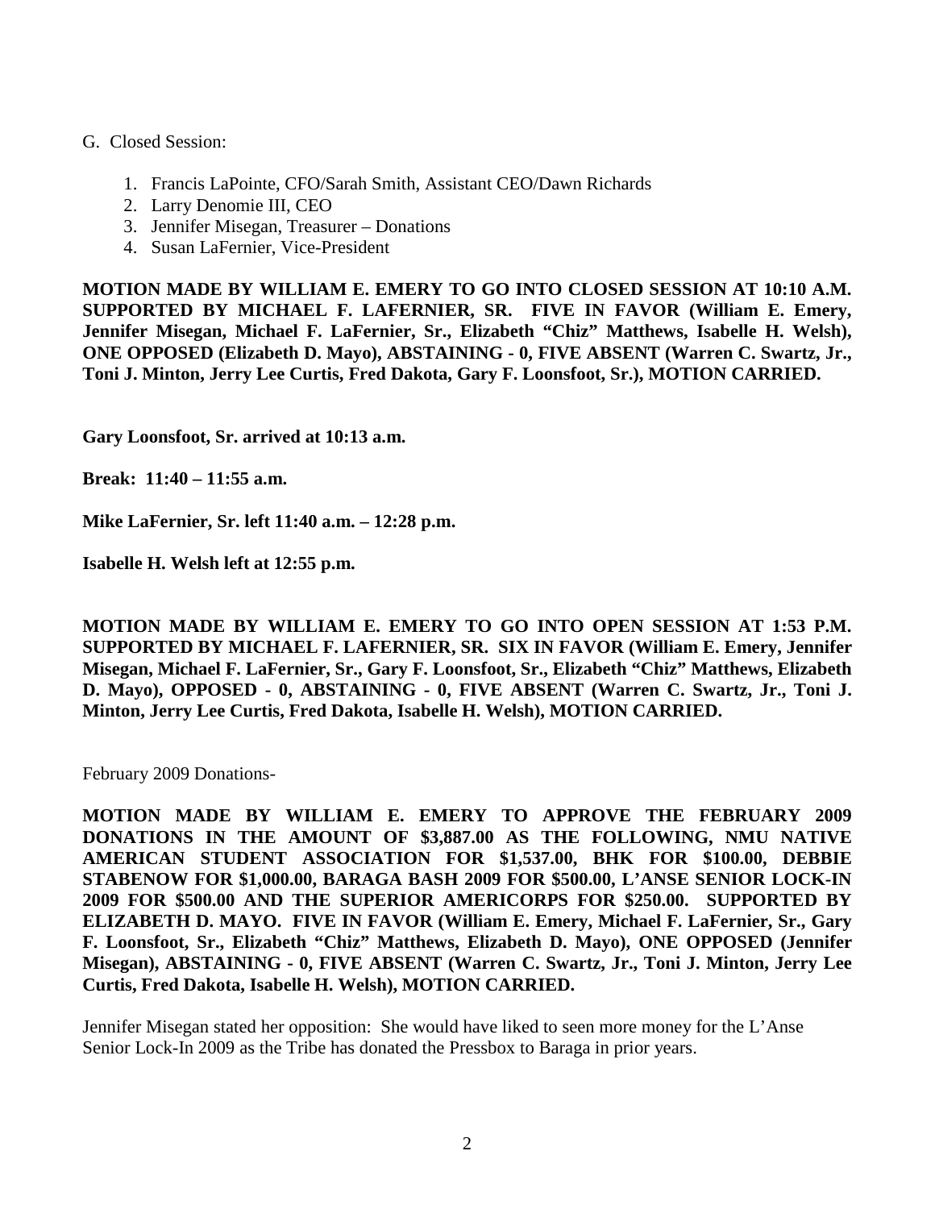G. Closed Session:

1. Francis LaPointe, CFO/Sarah Smith, Assistant CEO/Dawn Richards
2. Larry Denomie III, CEO
3. Jennifer Misegan, Treasurer – Donations
4. Susan LaFernier, Vice-President

**MOTION MADE BY WILLIAM E. EMERY TO GO INTO CLOSED SESSION AT 10:10 A.M. SUPPORTED BY MICHAEL F. LAFERNIER, SR. FIVE IN FAVOR (William E. Emery, Jennifer Misegan, Michael F. LaFernier, Sr., Elizabeth "Chiz" Matthews, Isabelle H. Welsh), ONE OPPOSED (Elizabeth D. Mayo), ABSTAINING - 0, FIVE ABSENT (Warren C. Swartz, Jr., Toni J. Minton, Jerry Lee Curtis, Fred Dakota, Gary F. Loonsfoot, Sr.), MOTION CARRIED.**

**Gary Loonsfoot, Sr. arrived at 10:13 a.m.**

**Break: 11:40 – 11:55 a.m.**

**Mike LaFernier, Sr. left 11:40 a.m. – 12:28 p.m.**

**Isabelle H. Welsh left at 12:55 p.m.**

**MOTION MADE BY WILLIAM E. EMERY TO GO INTO OPEN SESSION AT 1:53 P.M. SUPPORTED BY MICHAEL F. LAFERNIER, SR. SIX IN FAVOR (William E. Emery, Jennifer Misegan, Michael F. LaFernier, Sr., Gary F. Loonsfoot, Sr., Elizabeth "Chiz" Matthews, Elizabeth D. Mayo), OPPOSED - 0, ABSTAINING - 0, FIVE ABSENT (Warren C. Swartz, Jr., Toni J. Minton, Jerry Lee Curtis, Fred Dakota, Isabelle H. Welsh), MOTION CARRIED.**

February 2009 Donations-

**MOTION MADE BY WILLIAM E. EMERY TO APPROVE THE FEBRUARY 2009 DONATIONS IN THE AMOUNT OF $3,887.00 AS THE FOLLOWING, NMU NATIVE AMERICAN STUDENT ASSOCIATION FOR $1,537.00, BHK FOR $100.00, DEBBIE STABENOW FOR $1,000.00, BARAGA BASH 2009 FOR $500.00, L'ANSE SENIOR LOCK-IN 2009 FOR $500.00 AND THE SUPERIOR AMERICORPS FOR $250.00. SUPPORTED BY ELIZABETH D. MAYO. FIVE IN FAVOR (William E. Emery, Michael F. LaFernier, Sr., Gary F. Loonsfoot, Sr., Elizabeth "Chiz" Matthews, Elizabeth D. Mayo), ONE OPPOSED (Jennifer Misegan), ABSTAINING - 0, FIVE ABSENT (Warren C. Swartz, Jr., Toni J. Minton, Jerry Lee Curtis, Fred Dakota, Isabelle H. Welsh), MOTION CARRIED.**

Jennifer Misegan stated her opposition: She would have liked to seen more money for the L'Anse Senior Lock-In 2009 as the Tribe has donated the Pressbox to Baraga in prior years.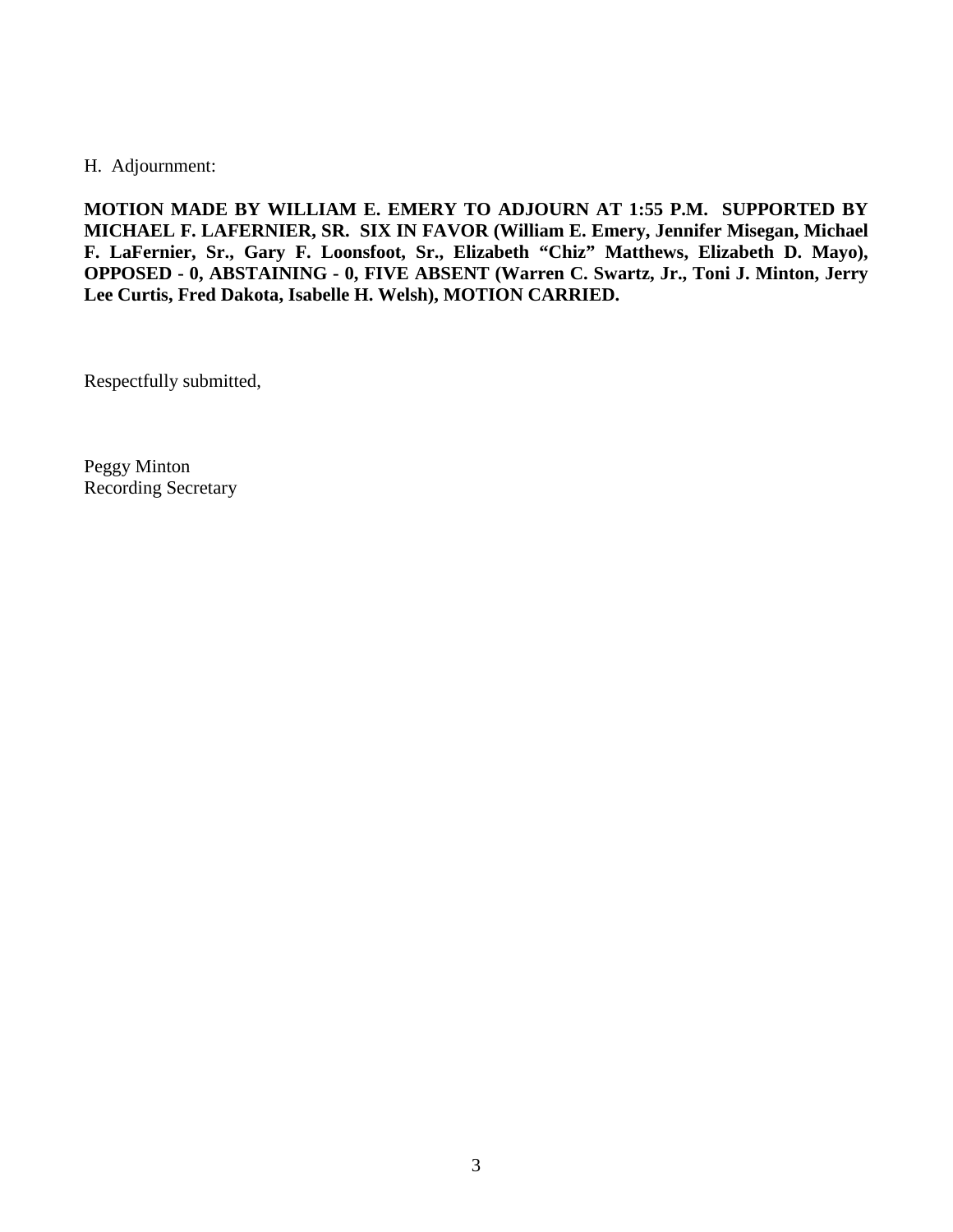H. Adjournment:

**MOTION MADE BY WILLIAM E. EMERY TO ADJOURN AT 1:55 P.M. SUPPORTED BY MICHAEL F. LAFERNIER, SR. SIX IN FAVOR (William E. Emery, Jennifer Misegan, Michael F. LaFernier, Sr., Gary F. Loonsfoot, Sr., Elizabeth "Chiz" Matthews, Elizabeth D. Mayo), OPPOSED - 0, ABSTAINING - 0, FIVE ABSENT (Warren C. Swartz, Jr., Toni J. Minton, Jerry Lee Curtis, Fred Dakota, Isabelle H. Welsh), MOTION CARRIED.**

Respectfully submitted,

Peggy Minton
Recording Secretary